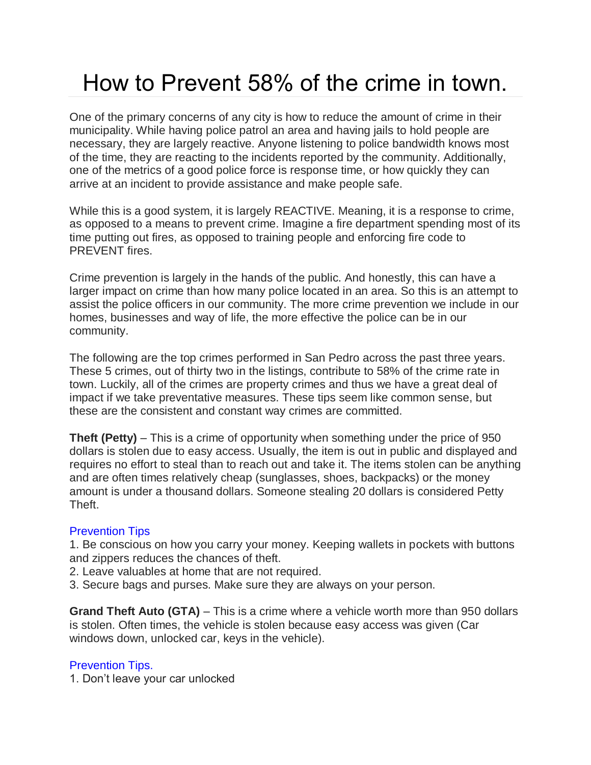# How to Prevent 58% of the crime in town.

One of the primary concerns of any city is how to reduce the amount of crime in their municipality. While having police patrol an area and having jails to hold people are necessary, they are largely reactive. Anyone listening to police bandwidth knows most of the time, they are reacting to the incidents reported by the community. Additionally, one of the metrics of a good police force is response time, or how quickly they can arrive at an incident to provide assistance and make people safe.

While this is a good system, it is largely REACTIVE. Meaning, it is a response to crime, as opposed to a means to prevent crime. Imagine a fire department spending most of its time putting out fires, as opposed to training people and enforcing fire code to PREVENT fires.

Crime prevention is largely in the hands of the public. And honestly, this can have a larger impact on crime than how many police located in an area. So this is an attempt to assist the police officers in our community. The more crime prevention we include in our homes, businesses and way of life, the more effective the police can be in our community.

The following are the top crimes performed in San Pedro across the past three years. These 5 crimes, out of thirty two in the listings, contribute to 58% of the crime rate in town. Luckily, all of the crimes are property crimes and thus we have a great deal of impact if we take preventative measures. These tips seem like common sense, but these are the consistent and constant way crimes are committed.

**Theft (Petty)** – This is a crime of opportunity when something under the price of 950 dollars is stolen due to easy access. Usually, the item is out in public and displayed and requires no effort to steal than to reach out and take it. The items stolen can be anything and are often times relatively cheap (sunglasses, shoes, backpacks) or the money amount is under a thousand dollars. Someone stealing 20 dollars is considered Petty Theft.

Prevention Tips

1. Be conscious on how you carry your money. Keeping wallets in pockets with buttons and zippers reduces the chances of theft.
2. Leave valuables at home that are not required.
3. Secure bags and purses. Make sure they are always on your person.

**Grand Theft Auto (GTA)** – This is a crime where a vehicle worth more than 950 dollars is stolen. Often times, the vehicle is stolen because easy access was given (Car windows down, unlocked car, keys in the vehicle).

Prevention Tips.

1. Don't leave your car unlocked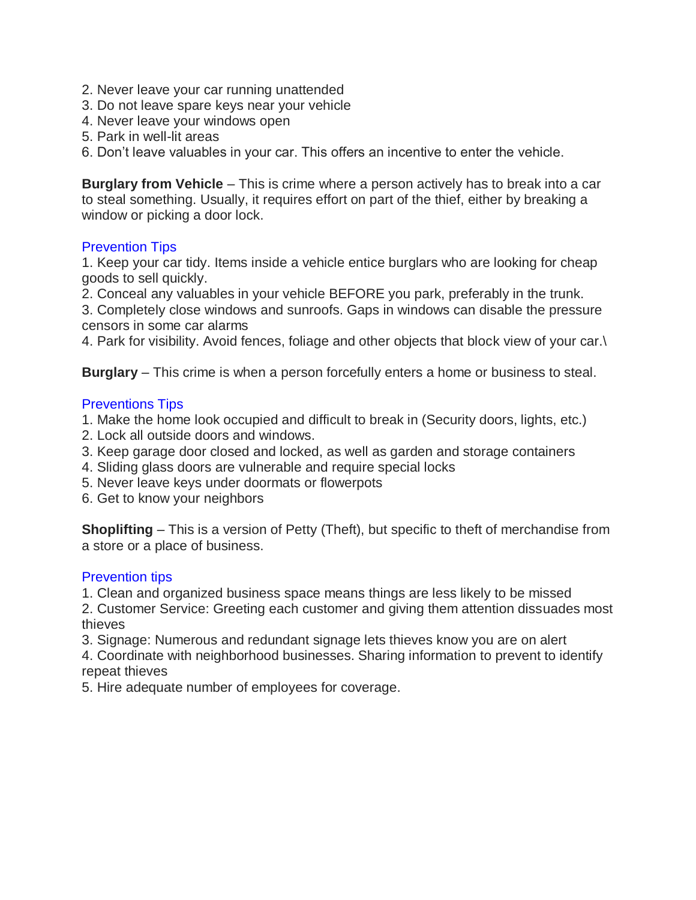2. Never leave your car running unattended
3. Do not leave spare keys near your vehicle
4. Never leave your windows open
5. Park in well-lit areas
6. Don't leave valuables in your car. This offers an incentive to enter the vehicle.

**Burglary from Vehicle** – This is crime where a person actively has to break into a car to steal something. Usually, it requires effort on part of the thief, either by breaking a window or picking a door lock.

Prevention Tips

1. Keep your car tidy. Items inside a vehicle entice burglars who are looking for cheap goods to sell quickly.
2. Conceal any valuables in your vehicle BEFORE you park, preferably in the trunk.
3. Completely close windows and sunroofs. Gaps in windows can disable the pressure censors in some car alarms
4. Park for visibility. Avoid fences, foliage and other objects that block view of your car.\

**Burglary** – This crime is when a person forcefully enters a home or business to steal.

Preventions Tips

1. Make the home look occupied and difficult to break in (Security doors, lights, etc.)
2. Lock all outside doors and windows.
3. Keep garage door closed and locked, as well as garden and storage containers
4. Sliding glass doors are vulnerable and require special locks
5. Never leave keys under doormats or flowerpots
6. Get to know your neighbors

**Shoplifting** – This is a version of Petty (Theft), but specific to theft of merchandise from a store or a place of business.

Prevention tips

1. Clean and organized business space means things are less likely to be missed
2. Customer Service: Greeting each customer and giving them attention dissuades most thieves
3. Signage: Numerous and redundant signage lets thieves know you are on alert
4. Coordinate with neighborhood businesses. Sharing information to prevent to identify repeat thieves
5. Hire adequate number of employees for coverage.